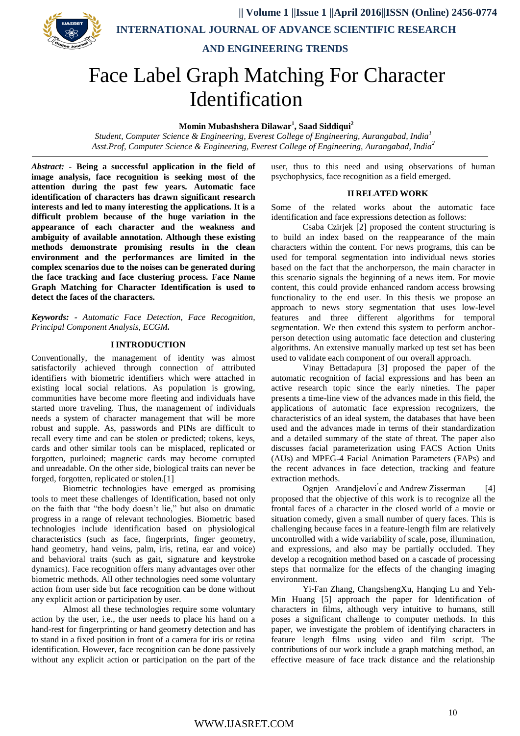# Face Label Graph Matching For Character Identification

**Momin Mubashshera Dilawar[1], Saad Siddiqui[2]**

*Student, Computer Science & Engineering, Everest College of Engineering, Aurangabad, India[1]*
*Asst.Prof, Computer Science & Engineering, Everest College of Engineering, Aurangabad, India[2]*

***Abstract: -*** **Being a successful application in the field of image analysis, face recognition is seeking most of the attention during the past few years. Automatic face identification of characters has drawn significant research interests and led to many interesting the applications. It is a difficult problem because of the huge variation in the appearance of each character and the weakness and ambiguity of available annotation. Although these existing methods demonstrate promising results in the clean environment and the performances are limited in the complex scenarios due to the noises can be generated during the face tracking and face clustering process. Face Name Graph Matching for Character Identification is used to detect the faces of the characters.**

***Keywords: -*** *Automatic Face Detection, Face Recognition, Principal Component Analysis, ECGM.*

## I INTRODUCTION

Conventionally, the management of identity was almost satisfactorily achieved through connection of attributed identifiers with biometric identifiers which were attached in existing local social relations. As population is growing, communities have become more fleeting and individuals have started more traveling. Thus, the management of individuals needs a system of character management that will be more robust and supple. As, passwords and PINs are difficult to recall every time and can be stolen or predicted; tokens, keys, cards and other similar tools can be misplaced, replicated or forgotten, purloined; magnetic cards may become corrupted and unreadable. On the other side, biological traits can never be forged, forgotten, replicated or stolen.[1]

Biometric technologies have emerged as promising tools to meet these challenges of Identification, based not only on the faith that "the body doesn't lie," but also on dramatic progress in a range of relevant technologies. Biometric based technologies include identification based on physiological characteristics (such as face, fingerprints, finger geometry, hand geometry, hand veins, palm, iris, retina, ear and voice) and behavioral traits (such as gait, signature and keystroke dynamics). Face recognition offers many advantages over other biometric methods. All other technologies need some voluntary action from user side but face recognition can be done without any explicit action or participation by user.

Almost all these technologies require some voluntary action by the user, i.e., the user needs to place his hand on a hand-rest for fingerprinting or hand geometry detection and has to stand in a fixed position in front of a camera for iris or retina identification. However, face recognition can be done passively without any explicit action or participation on the part of the user, thus to this need and using observations of human psychophysics, face recognition as a field emerged.

## II RELATED WORK

Some of the related works about the automatic face identification and face expressions detection as follows:

Csaba Czirjek [2] proposed the content structuring is to build an index based on the reappearance of the main characters within the content. For news programs, this can be used for temporal segmentation into individual news stories based on the fact that the anchorperson, the main character in this scenario signals the beginning of a news item. For movie content, this could provide enhanced random access browsing functionality to the end user. In this thesis we propose an approach to news story segmentation that uses low-level features and three different algorithms for temporal segmentation. We then extend this system to perform anchor-person detection using automatic face detection and clustering algorithms. An extensive manually marked up test set has been used to validate each component of our overall approach.

Vinay Bettadapura [3] proposed the paper of the automatic recognition of facial expressions and has been an active research topic since the early nineties. The paper presents a time-line view of the advances made in this field, the applications of automatic face expression recognizers, the characteristics of an ideal system, the databases that have been used and the advances made in terms of their standardization and a detailed summary of the state of threat. The paper also discusses facial parameterization using FACS Action Units (AUs) and MPEG-4 Facial Animation Parameters (FAPs) and the recent advances in face detection, tracking and feature extraction methods.

Ognjen Arandjelović and Andrew Zisserman [4] proposed that the objective of this work is to recognize all the frontal faces of a character in the closed world of a movie or situation comedy, given a small number of query faces. This is challenging because faces in a feature-length film are relatively uncontrolled with a wide variability of scale, pose, illumination, and expressions, and also may be partially occluded. They develop a recognition method based on a cascade of processing steps that normalize for the effects of the changing imaging environment.

Yi-Fan Zhang, ChangshengXu, Hanqing Lu and Yeh-Min Huang [5] approach the paper for Identification of characters in films, although very intuitive to humans, still poses a significant challenge to computer methods. In this paper, we investigate the problem of identifying characters in feature length films using video and film script. The contributions of our work include a graph matching method, an effective measure of face track distance and the relationship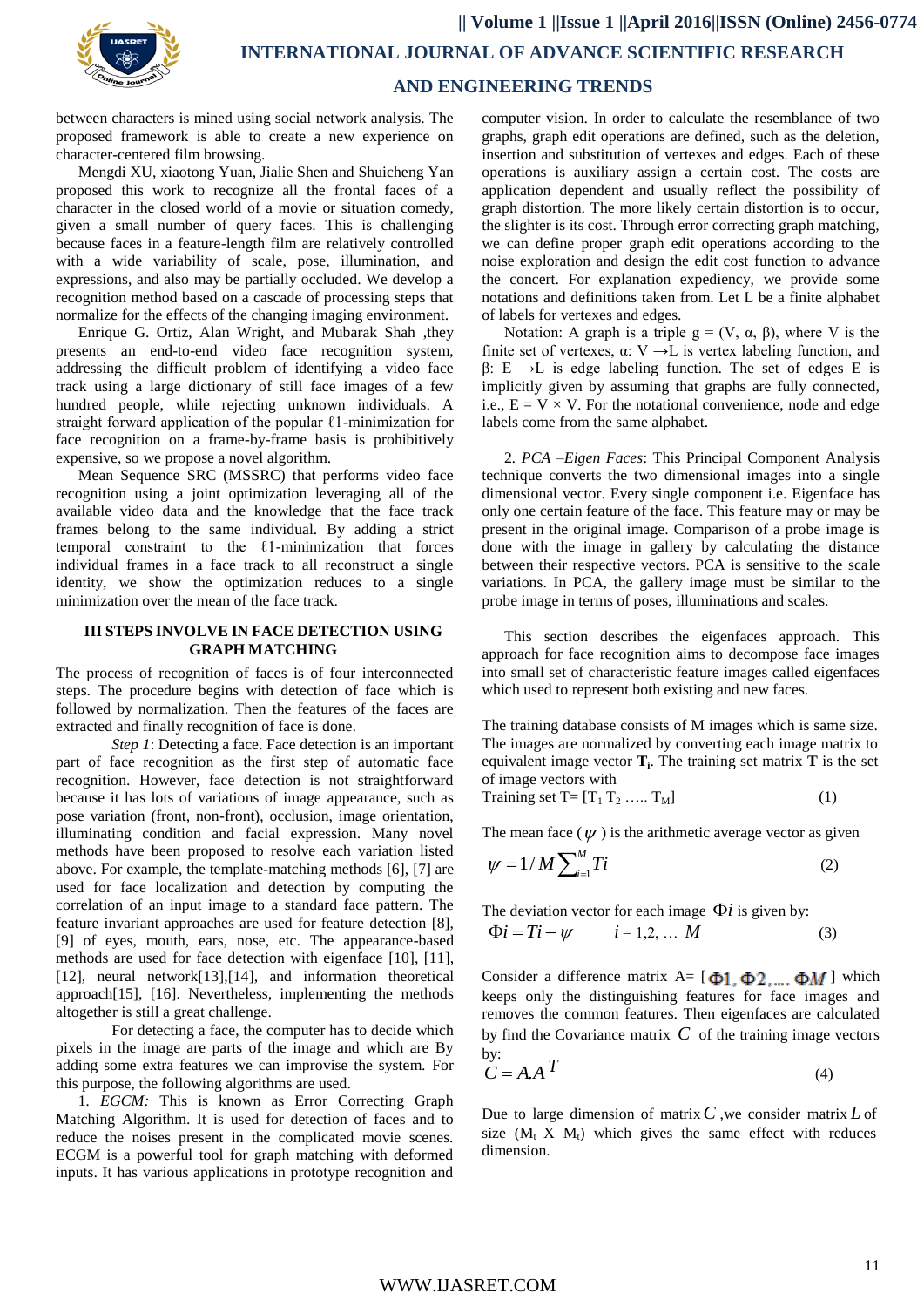between characters is mined using social network analysis. The proposed framework is able to create a new experience on character-centered film browsing.

Mengdi XU, xiaotong Yuan, Jialie Shen and Shuicheng Yan proposed this work to recognize all the frontal faces of a character in the closed world of a movie or situation comedy, given a small number of query faces. This is challenging because faces in a feature-length film are relatively controlled with a wide variability of scale, pose, illumination, and expressions, and also may be partially occluded. We develop a recognition method based on a cascade of processing steps that normalize for the effects of the changing imaging environment.

Enrique G. Ortiz, Alan Wright, and Mubarak Shah ,they presents an end-to-end video face recognition system, addressing the difficult problem of identifying a video face track using a large dictionary of still face images of a few hundred people, while rejecting unknown individuals. A straight forward application of the popular ℓ1-minimization for face recognition on a frame-by-frame basis is prohibitively expensive, so we propose a novel algorithm.

Mean Sequence SRC (MSSRC) that performs video face recognition using a joint optimization leveraging all of the available video data and the knowledge that the face track frames belong to the same individual. By adding a strict temporal constraint to the ℓ1-minimization that forces individual frames in a face track to all reconstruct a single identity, we show the optimization reduces to a single minimization over the mean of the face track.

## III STEPS INVOLVE IN FACE DETECTION USING GRAPH MATCHING

The process of recognition of faces is of four interconnected steps. The procedure begins with detection of face which is followed by normalization. Then the features of the faces are extracted and finally recognition of face is done.

*Step 1*: Detecting a face. Face detection is an important part of face recognition as the first step of automatic face recognition. However, face detection is not straightforward because it has lots of variations of image appearance, such as pose variation (front, non-front), occlusion, image orientation, illuminating condition and facial expression. Many novel methods have been proposed to resolve each variation listed above. For example, the template-matching methods [6], [7] are used for face localization and detection by computing the correlation of an input image to a standard face pattern. The feature invariant approaches are used for feature detection [8], [9] of eyes, mouth, ears, nose, etc. The appearance-based methods are used for face detection with eigenface [10], [11], [12], neural network[13],[14], and information theoretical approach[15], [16]. Nevertheless, implementing the methods altogether is still a great challenge.

For detecting a face, the computer has to decide which pixels in the image are parts of the image and which are By adding some extra features we can improve the system. For this purpose, the following algorithms are used.

1. *EGCM:* This is known as Error Correcting Graph Matching Algorithm. It is used for detection of faces and to reduce the noises present in the complicated movie scenes. ECGM is a powerful tool for graph matching with deformed inputs. It has various applications in prototype recognition and computer vision. In order to calculate the resemblance of two graphs, graph edit operations are defined, such as the deletion, insertion and substitution of vertexes and edges. Each of these operations is auxiliary assign a certain cost. The costs are application dependent and usually reflect the possibility of graph distortion. The more likely certain distortion is to occur, the slighter is its cost. Through error correcting graph matching, we can define proper graph edit operations according to the noise exploration and design the edit cost function to advance the concert. For explanation expediency, we provide some notations and definitions taken from. Let L be a finite alphabet of labels for vertexes and edges.

Notation: A graph is a triple g = (V, α, β), where V is the finite set of vertexes, α: V →L is vertex labeling function, and β: E →L is edge labeling function. The set of edges E is implicitly given by assuming that graphs are fully connected, i.e., E = V × V. For the notational convenience, node and edge labels come from the same alphabet.

2. *PCA –Eigen Faces*: This Principal Component Analysis technique converts the two dimensional images into a single dimensional vector. Every single component i.e. Eigenface has only one certain feature of the face. This feature may or may be present in the original image. Comparison of a probe image is done with the image in gallery by calculating the distance between their respective vectors. PCA is sensitive to the scale variations. In PCA, the gallery image must be similar to the probe image in terms of poses, illuminations and scales.

This section describes the eigenfaces approach. This approach for face recognition aims to decompose face images into small set of characteristic feature images called eigenfaces which used to represent both existing and new faces.

The training database consists of M images which is same size. The images are normalized by converting each image matrix to equivalent image vector $\mathbf{T_i}$. The training set matrix **T** is the set of image vectors with

Training set T= [$T_1$ $T_2$ ….. $T_M$] (1)

The mean face ($\psi$) is the arithmetic average vector as given

$$\psi = 1/M \sum_{i=1}^{M} Ti \qquad (2)$$

The deviation vector for each image $\Phi i$ is given by:

$$\Phi i = Ti - \psi \qquad i = 1,2, \dots M \qquad (3)$$

Consider a difference matrix A= [$\Phi 1, \Phi 2, \dots, \Phi M$] which keeps only the distinguishing features for face images and removes the common features. Then eigenfaces are calculated by find the Covariance matrix $C$ of the training image vectors by:

$$C = A.A^T \qquad (4)$$

Due to large dimension of matrix $C$ ,we consider matrix $L$ of size ($M_t$ X $M_t$) which gives the same effect with reduces dimension.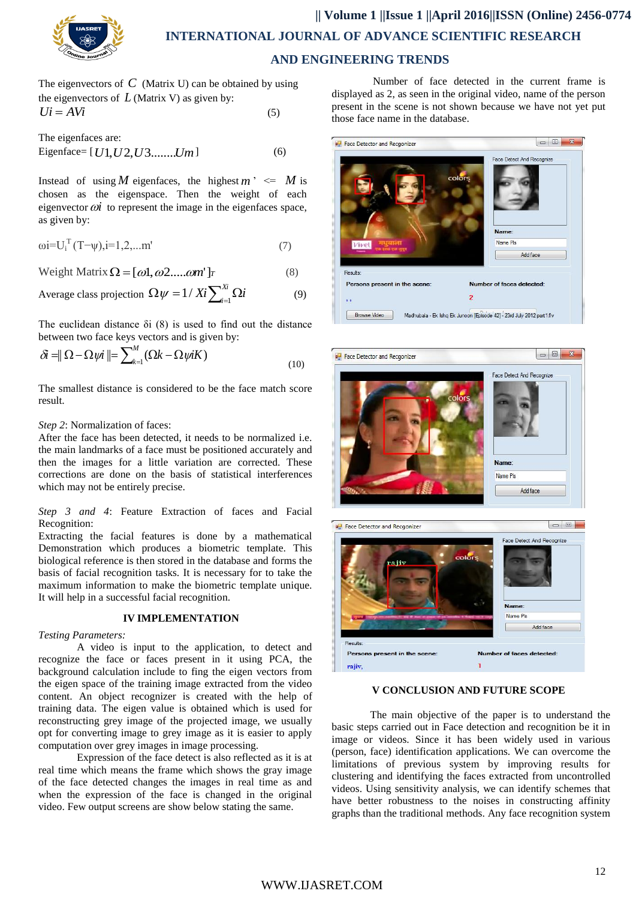The eigenvectors of $C$ (Matrix U) can be obtained by using the eigenvectors of $L$ (Matrix V) as given by:

$$Ui = AVi \quad (5)$$

The eigenfaces are:

$$\text{Eigenface}= [U1, U2, U3........Um] \quad (6)$$

Instead of using $M$ eigenfaces, the highest $m' <= M$ is chosen as the eigenspace. Then the weight of each eigenvector $\omega i$ to represent the image in the eigenfaces space, as given by:

$$\omega i = U_i^T (T - \psi), i=1,2,...m' \quad (7)$$

$$\text{Weight Matrix } \Omega = [\omega 1, \omega 2.....\omega m']_T \quad (8)$$

$$\text{Average class projection } \Omega\psi = 1/Xi \sum_{i=1}^{Xi} \Omega i \quad (9)$$

The euclidean distance δi (8) is used to find out the distance between two face keys vectors and is given by:

$$\delta i = \| \Omega - \Omega\psi i \| = \sum_{k=1}^{M} (\Omega k - \Omega\psi iK) \quad (10)$$

The smallest distance is considered to be the face match score result.

*Step 2*: Normalization of faces:
After the face has been detected, it needs to be normalized i.e. the main landmarks of a face must be positioned accurately and then the images for a little variation are corrected. These corrections are done on the basis of statistical interferences which may not be entirely precise.

*Step 3 and 4*: Feature Extraction of faces and Facial Recognition:
Extracting the facial features is done by a mathematical Demonstration which produces a biometric template. This biological reference is then stored in the database and forms the basis of facial recognition tasks. It is necessary for to take the maximum information to make the biometric template unique. It will help in a successful facial recognition.

## IV IMPLEMENTATION

*Testing Parameters:*

A video is input to the application, to detect and recognize the face or faces present in it using PCA, the background calculation include to fing the eigen vectors from the eigen space of the training image extracted from the video content. An object recognizer is created with the help of training data. The eigen value is obtained which is used for reconstructing grey image of the projected image, we usually opt for converting image to grey image as it is easier to apply computation over grey images in image processing.

Expression of the face detect is also reflected as it is at real time which means the frame which shows the gray image of the face detected changes the images in real time as and when the expression of the face is changed in the original video. Few output screens are show below stating the same.

Number of face detected in the current frame is displayed as 2, as seen in the original video, name of the person present in the scene is not shown because we have not yet put those face name in the database.

## V CONCLUSION AND FUTURE SCOPE

The main objective of the paper is to understand the basic steps carried out in Face detection and recognition be it in image or videos. Since it has been widely used in various (person, face) identification applications. We can overcome the limitations of previous system by improving results for clustering and identifying the faces extracted from uncontrolled videos. Using sensitivity analysis, we can identify schemes that have better robustness to the noises in constructing affinity graphs than the traditional methods. Any face recognition system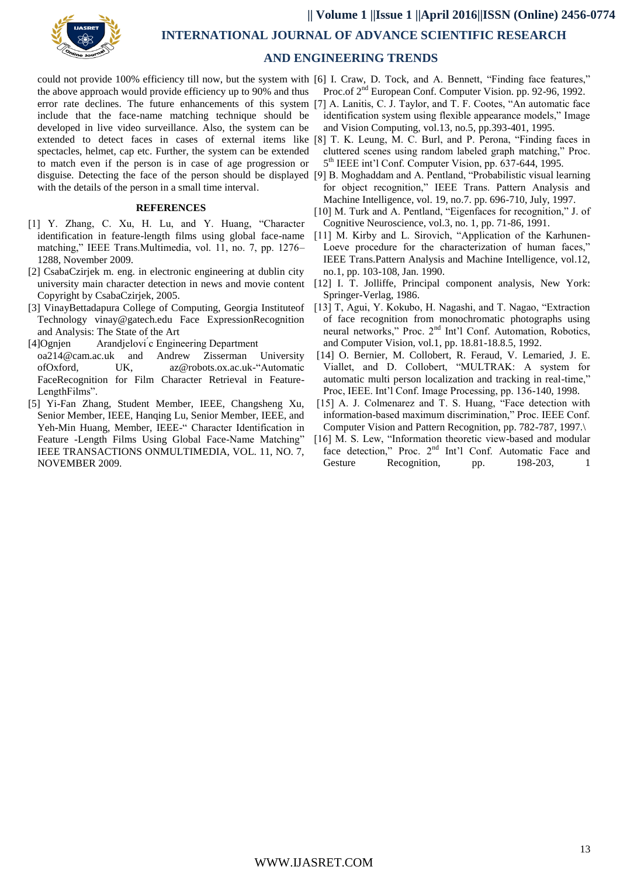could not provide 100% efficiency till now, but the system with the above approach would provide efficiency up to 90% and thus error rate declines. The future enhancements of this system include that the face-name matching technique should be developed in live video surveillance. Also, the system can be extended to detect faces in cases of external items like spectacles, helmet, cap etc. Further, the system can be extended to match even if the person is in case of age progression or disguise. Detecting the face of the person should be displayed with the details of the person in a small time interval.

## REFERENCES

[1] Y. Zhang, C. Xu, H. Lu, and Y. Huang, "Character identification in feature-length films using global face-name matching," IEEE Trans.Multimedia, vol. 11, no. 7, pp. 1276–1288, November 2009.

[2] CsabaCzirjek m. eng. in electronic engineering at dublin city university main character detection in news and movie content Copyright by CsabaCzirjek, 2005.

[3] VinayBettadapura College of Computing, Georgia Instituteof Technology vinay@gatech.edu Face ExpressionRecognition and Analysis: The State of the Art

[4]Ognjen Arandjelovi ́c Engineering Department oa214@cam.ac.uk and Andrew Zisserman University ofOxford, UK, az@robots.ox.ac.uk-"Automatic FaceRecognition for Film Character Retrieval in Feature-LengthFilms".

[5] Yi-Fan Zhang, Student Member, IEEE, Changsheng Xu, Senior Member, IEEE, Hanqing Lu, Senior Member, IEEE, and Yeh-Min Huang, Member, IEEE-" Character Identification in Feature -Length Films Using Global Face-Name Matching" IEEE TRANSACTIONS ONMULTIMEDIA, VOL. 11, NO. 7, NOVEMBER 2009.

[6] I. Craw, D. Tock, and A. Bennett, "Finding face features," Proc.of 2nd European Conf. Computer Vision. pp. 92-96, 1992.

[7] A. Lanitis, C. J. Taylor, and T. F. Cootes, "An automatic face identification system using flexible appearance models," Image and Vision Computing, vol.13, no.5, pp.393-401, 1995.

[8] T. K. Leung, M. C. Burl, and P. Perona, "Finding faces in cluttered scenes using random labeled graph matching," Proc. 5th IEEE int'l Conf. Computer Vision, pp. 637-644, 1995.

[9] B. Moghaddam and A. Pentland, "Probabilistic visual learning for object recognition," IEEE Trans. Pattern Analysis and Machine Intelligence, vol. 19, no.7. pp. 696-710, July, 1997.

[10] M. Turk and A. Pentland, "Eigenfaces for recognition," J. of Cognitive Neuroscience, vol.3, no. 1, pp. 71-86, 1991.

[11] M. Kirby and L. Sirovich, "Application of the Karhunen-Loeve procedure for the characterization of human faces," IEEE Trans.Pattern Analysis and Machine Intelligence, vol.12, no.1, pp. 103-108, Jan. 1990.

[12] I. T. Jolliffe, Principal component analysis, New York: Springer-Verlag, 1986.

[13] T, Agui, Y. Kokubo, H. Nagashi, and T. Nagao, "Extraction of face recognition from monochromatic photographs using neural networks," Proc. 2nd Int'l Conf. Automation, Robotics, and Computer Vision, vol.1, pp. 18.81-18.8.5, 1992.

[14] O. Bernier, M. Collobert, R. Feraud, V. Lemaried, J. E. Viallet, and D. Collobert, "MULTRAK: A system for automatic multi person localization and tracking in real-time," Proc, IEEE. Int'l Conf. Image Processing, pp. 136-140, 1998.

[15] A. J. Colmenarez and T. S. Huang, "Face detection with information-based maximum discrimination," Proc. IEEE Conf. Computer Vision and Pattern Recognition, pp. 782-787, 1997.\

[16] M. S. Lew, "Information theoretic view-based and modular face detection," Proc. 2nd Int'l Conf. Automatic Face and Gesture Recognition, pp. 198-203, 1